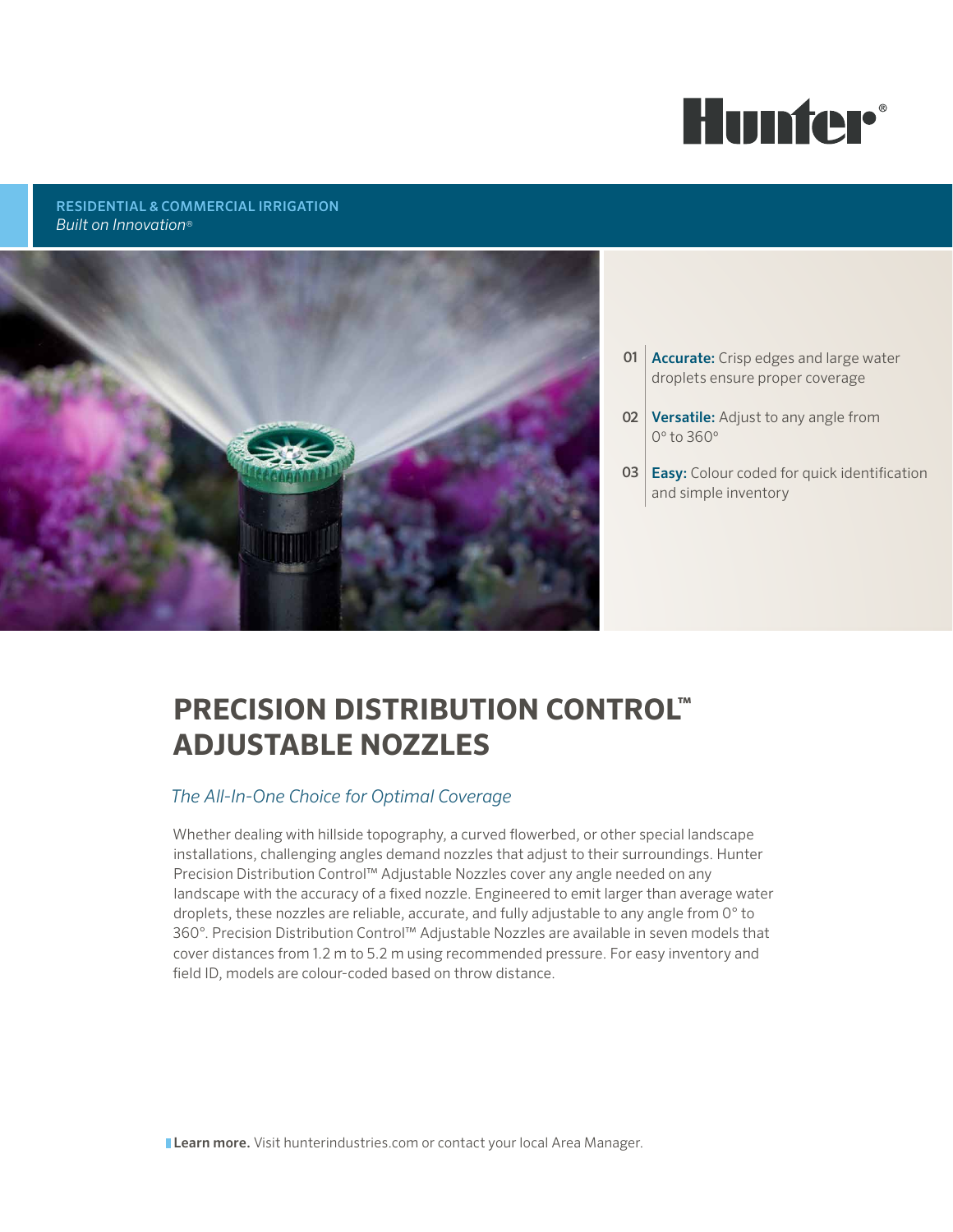RESIDENTIAL & COMMERCIAL IRRIGATION
*Built on Innovation®*

01 **Accurate:** Crisp edges and large water droplets ensure proper coverage

02 **Versatile:** Adjust to any angle from 0° to 360°

03 **Easy:** Colour coded for quick identification and simple inventory

# PRECISION DISTRIBUTION CONTROL™ ADJUSTABLE NOZZLES

## *The All-In-One Choice for Optimal Coverage*

Whether dealing with hillside topography, a curved flowerbed, or other special landscape installations, challenging angles demand nozzles that adjust to their surroundings. Hunter Precision Distribution Control™ Adjustable Nozzles cover any angle needed on any landscape with the accuracy of a fixed nozzle. Engineered to emit larger than average water droplets, these nozzles are reliable, accurate, and fully adjustable to any angle from 0° to 360°. Precision Distribution Control™ Adjustable Nozzles are available in seven models that cover distances from 1.2 m to 5.2 m using recommended pressure. For easy inventory and field ID, models are colour-coded based on throw distance.

**Learn more.** Visit hunterindustries.com or contact your local Area Manager.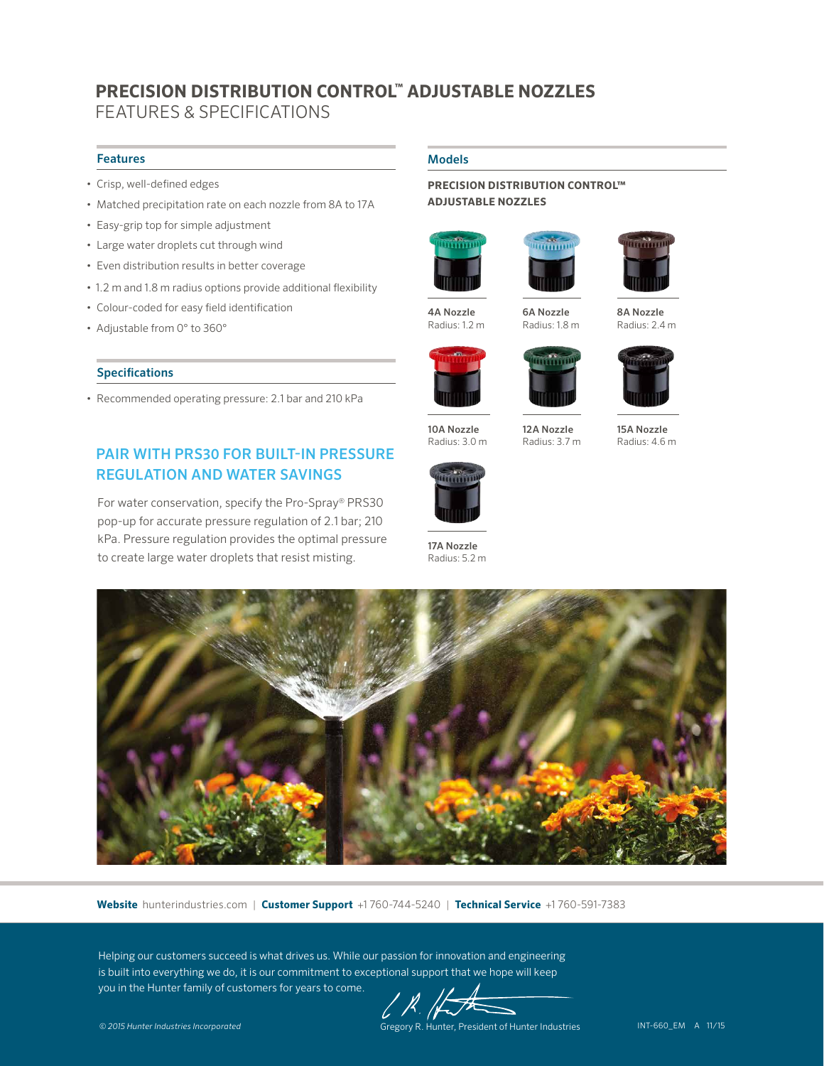# PRECISION DISTRIBUTION CONTROL™ ADJUSTABLE NOZZLES

FEATURES & SPECIFICATIONS

## Features

- Crisp, well-defined edges
- Matched precipitation rate on each nozzle from 8A to 17A
- Easy-grip top for simple adjustment
- Large water droplets cut through wind
- Even distribution results in better coverage
- 1.2 m and 1.8 m radius options provide additional flexibility
- Colour-coded for easy field identification
- Adjustable from 0° to 360°

## Specifications

- Recommended operating pressure: 2.1 bar and 210 kPa

## PAIR WITH PRS30 FOR BUILT-IN PRESSURE REGULATION AND WATER SAVINGS

For water conservation, specify the Pro-Spray® PRS30 pop-up for accurate pressure regulation of 2.1 bar; 210 kPa. Pressure regulation provides the optimal pressure to create large water droplets that resist misting.

## Models

**PRECISION DISTRIBUTION CONTROL™ ADJUSTABLE NOZZLES**

**4A Nozzle**
Radius: 1.2 m

**6A Nozzle**
Radius: 1.8 m

**8A Nozzle**
Radius: 2.4 m

**10A Nozzle**
Radius: 3.0 m

**12A Nozzle**
Radius: 3.7 m

**15A Nozzle**
Radius: 4.6 m

**17A Nozzle**
Radius: 5.2 m

**Website** hunterindustries.com | **Customer Support** +1 760-744-5240 | **Technical Service** +1 760-591-7383

Helping our customers succeed is what drives us. While our passion for innovation and engineering is built into everything we do, it is our commitment to exceptional support that we hope will keep you in the Hunter family of customers for years to come.

Gregory R. Hunter, President of Hunter Industries

*© 2015 Hunter Industries Incorporated*

INT-660_EM A 11/15